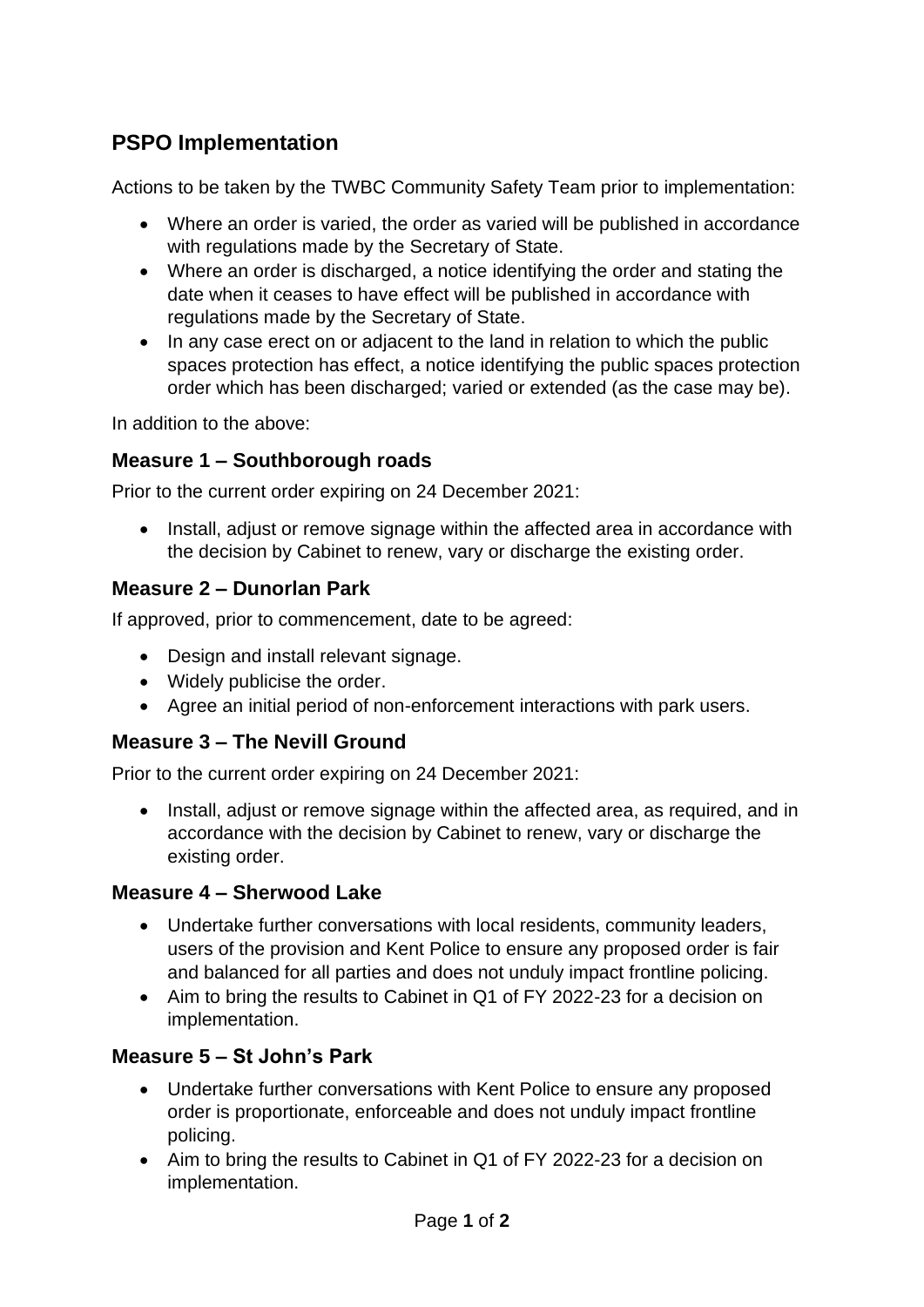## PSPO Implementation

Actions to be taken by the TWBC Community Safety Team prior to implementation:

- Where an order is varied, the order as varied will be published in accordance with regulations made by the Secretary of State.
- Where an order is discharged, a notice identifying the order and stating the date when it ceases to have effect will be published in accordance with regulations made by the Secretary of State.
- In any case erect on or adjacent to the land in relation to which the public spaces protection has effect, a notice identifying the public spaces protection order which has been discharged; varied or extended (as the case may be).

In addition to the above:

### Measure 1 – Southborough roads

Prior to the current order expiring on 24 December 2021:

- Install, adjust or remove signage within the affected area in accordance with the decision by Cabinet to renew, vary or discharge the existing order.

### Measure 2 – Dunorlan Park

If approved, prior to commencement, date to be agreed:

- Design and install relevant signage.
- Widely publicise the order.
- Agree an initial period of non-enforcement interactions with park users.

### Measure 3 – The Nevill Ground

Prior to the current order expiring on 24 December 2021:

- Install, adjust or remove signage within the affected area, as required, and in accordance with the decision by Cabinet to renew, vary or discharge the existing order.

### Measure 4 – Sherwood Lake

- Undertake further conversations with local residents, community leaders, users of the provision and Kent Police to ensure any proposed order is fair and balanced for all parties and does not unduly impact frontline policing.
- Aim to bring the results to Cabinet in Q1 of FY 2022-23 for a decision on implementation.

### Measure 5 – St John's Park

- Undertake further conversations with Kent Police to ensure any proposed order is proportionate, enforceable and does not unduly impact frontline policing.
- Aim to bring the results to Cabinet in Q1 of FY 2022-23 for a decision on implementation.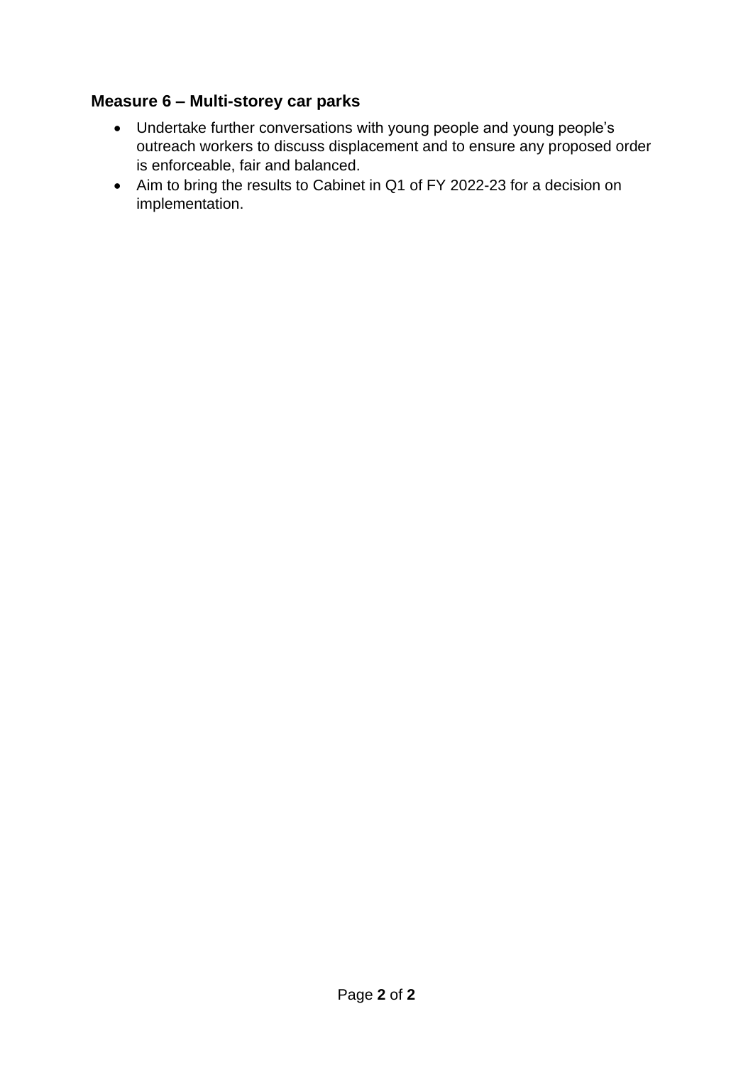### Measure 6 – Multi-storey car parks

- Undertake further conversations with young people and young people's outreach workers to discuss displacement and to ensure any proposed order is enforceable, fair and balanced.
- Aim to bring the results to Cabinet in Q1 of FY 2022-23 for a decision on implementation.